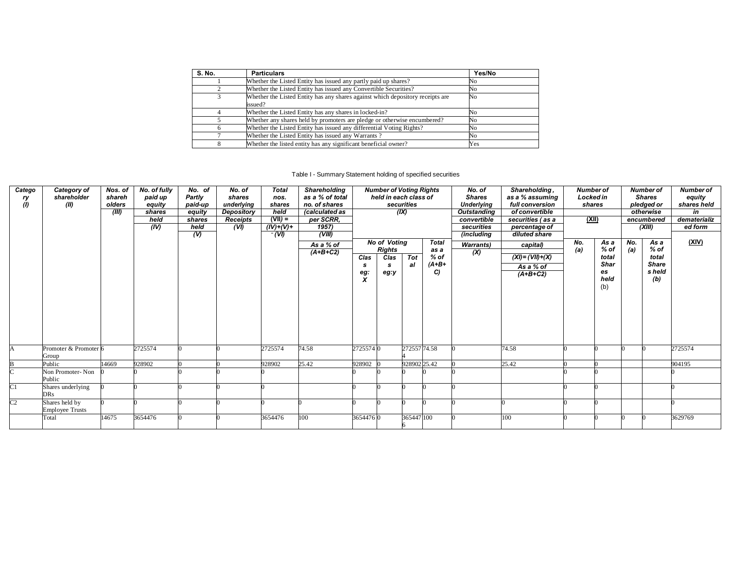| S. No. | Particulars | Yes/No |
| --- | --- | --- |
| 1 | Whether the Listed Entity has issued any partly paid up shares? | No |
| 2 | Whether the Listed Entity has issued any Convertible Securities? | No |
| 3 | Whether the Listed Entity has any shares against which depository receipts are issued? | No |
| 4 | Whether the Listed Entity has any shares in locked-in? | No |
| 5 | Whether any shares held by promoters are pledge or otherwise encumbered? | No |
| 6 | Whether the Listed Entity has issued any differential Voting Rights? | No |
| 7 | Whether the Listed Entity has issued any Warrants ? | No |
| 8 | Whether the listed entity has any significant beneficial owner? | Yes |

Table I - Summary Statement holding of specified securities

| Category (I) | Category of shareholder (II) | Nos. of shareholders (III) | No. of fully paid up equity shares held (IV) | No. of Partly paid-up equity shares held (V) | No. of shares underlying Depository Receipts (VI) | Total nos. shares held (VII) = (IV)+(V)+ (VI) | Shareholding as a % of total no. of shares (calculated as per SCRR, 1957) (VIII) As a % of (A+B+C2) | Number of Voting Rights held in each class of securities (IX) | | | | No. of Shares Underlying Outstanding convertible securities (including Warrants) (X) | Shareholding , as a % assuming full conversion of convertible securities ( as a percentage of diluted share capital) (XI)= (VII)+(X) As a % of (A+B+C2) | Number of Locked in shares (XII) | | Number of Shares pledged or otherwise encumbered (XIII) | | Number of equity shares held in dematerialized form (XIV) |
|---|---|---|---|---|---|---|---|---|---|---|---|---|---|---|---|---|---|---|
| | | | | | | | | No of Voting Rights | | | Total as a % of (A+B+ C) | | | No. (a) | As a % of total Shares held (b) | No. (a) | As a % of total Shares held (b) | |
| | | | | | | | | Class eg: X | Class eg:y | Total | | | | | | | | |
| A | Promoter & Promoter Group | 6 | 2725574 | 0 | 0 | 2725574 | 74.58 | 2725574 | 0 | 2725574 | 74.58 | 0 | 74.58 | 0 | 0 | 0 | 0 | 2725574 |
| B | Public | 14669 | 928902 | 0 | 0 | 928902 | 25.42 | 928902 | 0 | 928902 | 25.42 | 0 | 25.42 | 0 | 0 | | | 904195 |
| C | Non Promoter- Non Public | 0 | 0 | 0 | 0 | 0 | | 0 | 0 | 0 | 0 | 0 | | 0 | 0 | | | 0 |
| C1 | Shares underlying DRs | 0 | 0 | 0 | 0 | 0 | | 0 | 0 | 0 | 0 | 0 | | 0 | 0 | | | 0 |
| C2 | Shares held by Employee Trusts | 0 | 0 | 0 | 0 | 0 | 0 | 0 | 0 | 0 | 0 | 0 | 0 | 0 | 0 | | | 0 |
| | Total | 14675 | 3654476 | 0 | 0 | 3654476 | 100 | 3654476 | 0 | 3654476 | 100 | 0 | 100 | 0 | 0 | 0 | 0 | 3629769 |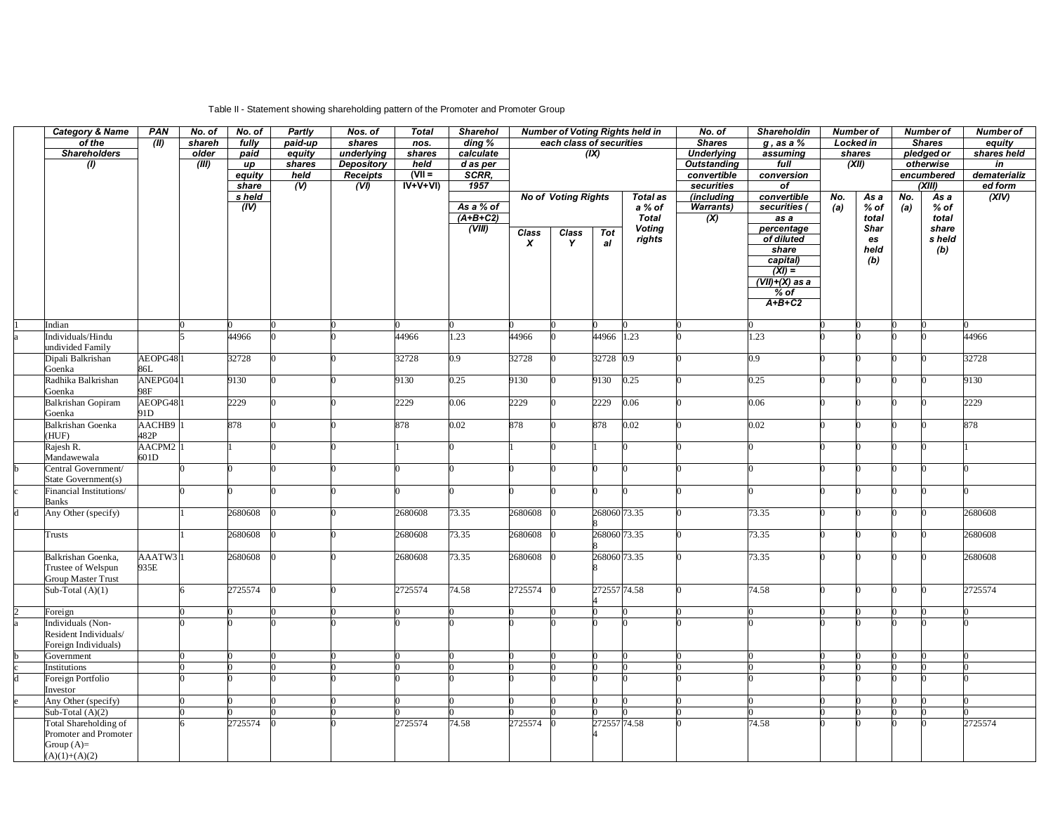Table II - Statement showing shareholding pattern of the Promoter and Promoter Group

| | Category & Name of the Shareholders (I) | PAN (II) | No. of shareholder (III) | No. of fully paid up equity shares held (IV) | Partly paid-up equity shares held (V) | Nos. of shares underlying Depository Receipts (VI) | Total nos. shares held (VII = IV+V+VI) | Shareholding % calculated as per SCRR, 1957 As a % of (A+B+C2) (VIII) | Number of Voting Rights held in each class of securities (IX) | | | | No. of Shares Underlying Outstanding convertible securities (including Warrants) (X) | Shareholding , as a % assuming full conversion of convertible securities ( as a percentage of diluted share capital) (XI) = (VII)+(X) as a % of A+B+C2 | Number of Locked in shares (XII) | | Number of Shares pledged or otherwise encumbered (XIII) | | Number of equity shares held in dematerialized form (XIV) |
|---|---|---|---|---|---|---|---|---|---|---|---|---|---|---|---|---|---|---|---|
| | | | | | | | | | No of Voting Rights | | | Total as a % of Total Voting rights | | | No. (a) | As a % of total Shares held (b) | No. (a) | As a % of total share s held (b) | |
| | | | | | | | | | Class X | Class Y | Total | | | | | | | | |
| 1 | Indian | | 0 | 0 | 0 | 0 | 0 | 0 | 0 | 0 | 0 | 0 | 0 | 0 | 0 | 0 | 0 | 0 | 0 |
| a | Individuals/Hindu undivided Family | | 5 | 44966 | 0 | 0 | 44966 | 1.23 | 44966 | 0 | 44966 | 1.23 | 0 | 1.23 | 0 | 0 | 0 | 0 | 44966 |
| | Dipali Balkrishan Goenka | AEOPG4886L | 1 | 32728 | 0 | 0 | 32728 | 0.9 | 32728 | 0 | 32728 | 0.9 | 0 | 0.9 | 0 | 0 | 0 | 0 | 32728 |
| | Radhika Balkrishan Goenka | ANEPG0498F | 1 | 9130 | 0 | 0 | 9130 | 0.25 | 9130 | 0 | 9130 | 0.25 | 0 | 0.25 | 0 | 0 | 0 | 0 | 9130 |
| | Balkrishan Gopiram Goenka | AEOPG4891D | 1 | 2229 | 0 | 0 | 2229 | 0.06 | 2229 | 0 | 2229 | 0.06 | 0 | 0.06 | 0 | 0 | 0 | 0 | 2229 |
| | Balkrishan Goenka (HUF) | AACHB9482P | 1 | 878 | 0 | 0 | 878 | 0.02 | 878 | 0 | 878 | 0.02 | 0 | 0.02 | 0 | 0 | 0 | 0 | 878 |
| | Rajesh R. Mandawewala | AACPM2601D | 1 | 1 | 0 | 0 | 1 | 0 | 1 | 0 | 1 | 0 | 0 | 0 | 0 | 0 | 0 | 0 | 1 |
| b | Central Government/ State Government(s) | | 0 | 0 | 0 | 0 | 0 | 0 | 0 | 0 | 0 | 0 | 0 | 0 | 0 | 0 | 0 | 0 | 0 |
| c | Financial Institutions/ Banks | | 0 | 0 | 0 | 0 | 0 | 0 | 0 | 0 | 0 | 0 | 0 | 0 | 0 | 0 | 0 | 0 | 0 |
| d | Any Other (specify) | | 1 | 2680608 | 0 | 0 | 2680608 | 73.35 | 2680608 | 0 | 2680608 | 73.35 | 0 | 73.35 | 0 | 0 | 0 | 0 | 2680608 |
| | Trusts | | 1 | 2680608 | 0 | 0 | 2680608 | 73.35 | 2680608 | 0 | 2680608 | 73.35 | 0 | 73.35 | 0 | 0 | 0 | 0 | 2680608 |
| | Balkrishan Goenka, Trustee of Welspun Group Master Trust | AAATW3935E | 1 | 2680608 | 0 | 0 | 2680608 | 73.35 | 2680608 | 0 | 2680608 | 73.35 | 0 | 73.35 | 0 | 0 | 0 | 0 | 2680608 |
| | Sub-Total (A)(1) | | 6 | 2725574 | 0 | 0 | 2725574 | 74.58 | 2725574 | 0 | 2725574 | 74.58 | 0 | 74.58 | 0 | 0 | 0 | 0 | 2725574 |
| 2 | Foreign | | 0 | 0 | 0 | 0 | 0 | 0 | 0 | 0 | 0 | 0 | 0 | 0 | 0 | 0 | 0 | 0 | 0 |
| a | Individuals (Non-Resident Individuals/ Foreign Individuals) | | 0 | 0 | 0 | 0 | 0 | 0 | 0 | 0 | 0 | 0 | 0 | 0 | 0 | 0 | 0 | 0 | 0 |
| b | Government | | 0 | 0 | 0 | 0 | 0 | 0 | 0 | 0 | 0 | 0 | 0 | 0 | 0 | 0 | 0 | 0 | 0 |
| c | Institutions | | 0 | 0 | 0 | 0 | 0 | 0 | 0 | 0 | 0 | 0 | 0 | 0 | 0 | 0 | 0 | 0 | 0 |
| d | Foreign Portfolio Investor | | 0 | 0 | 0 | 0 | 0 | 0 | 0 | 0 | 0 | 0 | 0 | 0 | 0 | 0 | 0 | 0 | 0 |
| e | Any Other (specify) | | 0 | 0 | 0 | 0 | 0 | 0 | 0 | 0 | 0 | 0 | 0 | 0 | 0 | 0 | 0 | 0 | 0 |
| | Sub-Total (A)(2) | | 0 | 0 | 0 | 0 | 0 | 0 | 0 | 0 | 0 | 0 | 0 | 0 | 0 | 0 | 0 | 0 | 0 |
| | Total Shareholding of Promoter and Promoter Group (A)= (A)(1)+(A)(2) | | 6 | 2725574 | 0 | 0 | 2725574 | 74.58 | 2725574 | 0 | 2725574 | 74.58 | 0 | 74.58 | 0 | 0 | 0 | 0 | 2725574 |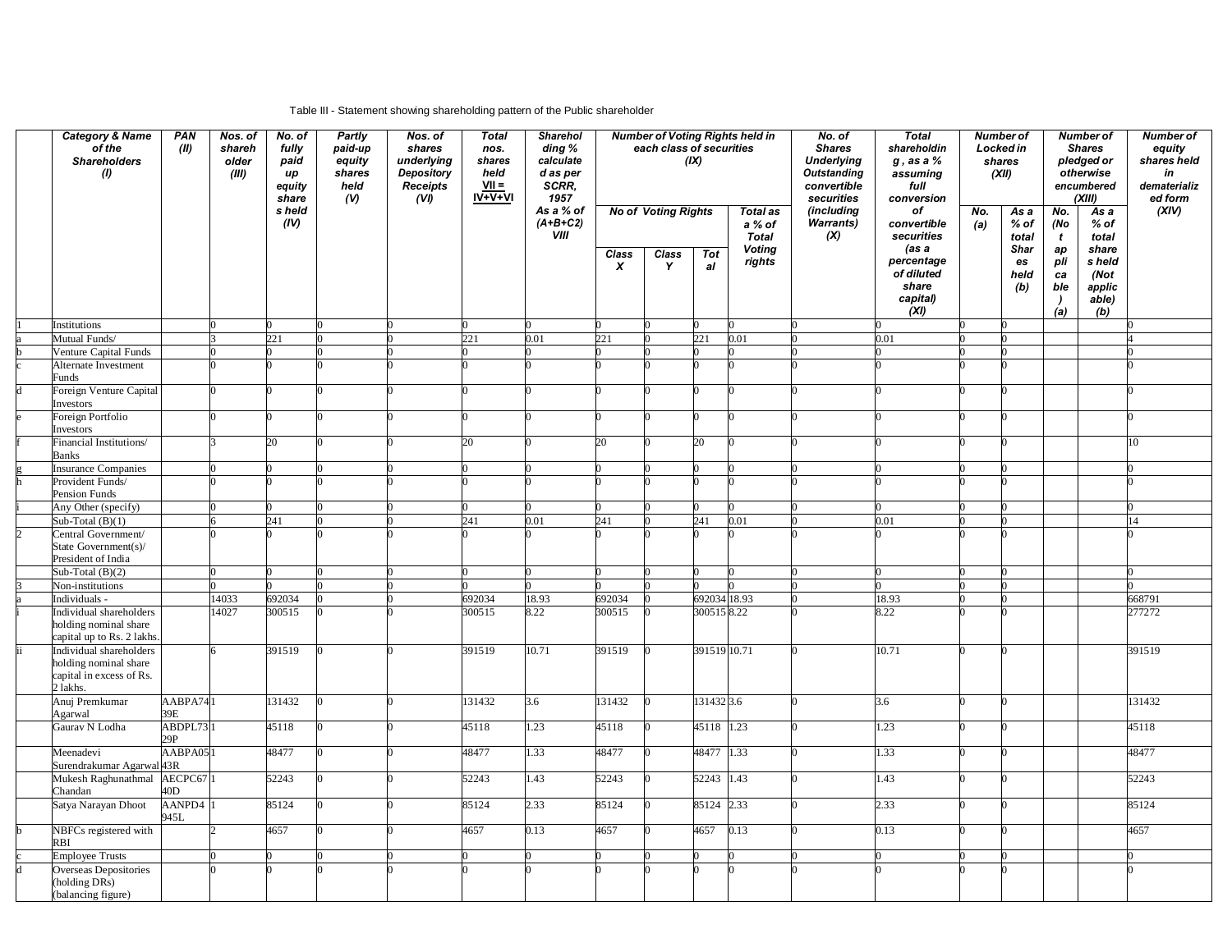Table III - Statement showing shareholding pattern of the Public shareholder

| | Category & Name of the Shareholders (I) | PAN (II) | Nos. of shareholder (III) | No. of fully paid up equity shares held (IV) | Partly paid-up equity shares held (V) | Nos. of shares underlying Depository Receipts (VI) | Total nos. shares held VII = IV+V+VI | Shareholding % calculated as per SCRR, 1957 As a % of (A+B+C2) VIII | Number of Voting Rights held in each class of securities (IX) | | | | No. of Shares Underlying Outstanding convertible securities (including Warrants) (X) | Total shareholding , as a % assuming full conversion of convertible securities (as a percentage of diluted share capital) (XI) | Number of Locked in shares (XII) | | Number of Shares pledged or otherwise encumbered (XIII) | | Number of equity shares held in dematerialized form (XIV) |
|---|---|---|---|---|---|---|---|---|---|---|---|---|---|---|---|---|---|---|---|
| | | | | | | | | | No of Voting Rights | | | Total as a % of Total Voting rights | | | No. (a) | As a % of total Shares held (b) | No. (Not applicable) (a) | As a % of total shares held (Not applicable) (b) | |
| | | | | | | | | | Class X | Class Y | Total | | | | | | | | |
| 1 | Institutions | | 0 | 0 | 0 | 0 | 0 | 0 | 0 | 0 | 0 | 0 | 0 | 0 | 0 | 0 | | | 0 |
| a | Mutual Funds/ | | 3 | 221 | 0 | 0 | 221 | 0.01 | 221 | 0 | 221 | 0.01 | 0 | 0.01 | 0 | 0 | | | 4 |
| b | Venture Capital Funds | | 0 | 0 | 0 | 0 | 0 | 0 | 0 | 0 | 0 | 0 | 0 | 0 | 0 | 0 | | | 0 |
| c | Alternate Investment Funds | | 0 | 0 | 0 | 0 | 0 | 0 | 0 | 0 | 0 | 0 | 0 | 0 | 0 | 0 | | | 0 |
| d | Foreign Venture Capital Investors | | 0 | 0 | 0 | 0 | 0 | 0 | 0 | 0 | 0 | 0 | 0 | 0 | 0 | 0 | | | 0 |
| e | Foreign Portfolio Investors | | 0 | 0 | 0 | 0 | 0 | 0 | 0 | 0 | 0 | 0 | 0 | 0 | 0 | 0 | | | 0 |
| f | Financial Institutions/ Banks | | 3 | 20 | 0 | 0 | 20 | 0 | 20 | 0 | 20 | 0 | 0 | 0 | 0 | 0 | | | 10 |
| g | Insurance Companies | | 0 | 0 | 0 | 0 | 0 | 0 | 0 | 0 | 0 | 0 | 0 | 0 | 0 | 0 | | | 0 |
| h | Provident Funds/ Pension Funds | | 0 | 0 | 0 | 0 | 0 | 0 | 0 | 0 | 0 | 0 | 0 | 0 | 0 | 0 | | | 0 |
| i | Any Other (specify) | | 0 | 0 | 0 | 0 | 0 | 0 | 0 | 0 | 0 | 0 | 0 | 0 | 0 | 0 | | | 0 |
| | Sub-Total (B)(1) | | 6 | 241 | 0 | 0 | 241 | 0.01 | 241 | 0 | 241 | 0.01 | 0 | 0.01 | 0 | 0 | | | 14 |
| 2 | Central Government/ State Government(s)/ President of India | | 0 | 0 | 0 | 0 | 0 | 0 | 0 | 0 | 0 | 0 | 0 | 0 | 0 | 0 | | | 0 |
| | Sub-Total (B)(2) | | 0 | 0 | 0 | 0 | 0 | 0 | 0 | 0 | 0 | 0 | 0 | 0 | 0 | 0 | | | 0 |
| 3 | Non-institutions | | 0 | 0 | 0 | 0 | 0 | 0 | 0 | 0 | 0 | 0 | 0 | 0 | 0 | 0 | | | 0 |
| a | Individuals - | | 14033 | 692034 | 0 | 0 | 692034 | 18.93 | 692034 | 0 | 692034 | 18.93 | 0 | 18.93 | 0 | 0 | | | 668791 |
| i | Individual shareholders holding nominal share capital up to Rs. 2 lakhs. | | 14027 | 300515 | 0 | 0 | 300515 | 8.22 | 300515 | 0 | 300515 | 8.22 | 0 | 8.22 | 0 | 0 | | | 277272 |
| ii | Individual shareholders holding nominal share capital in excess of Rs. 2 lakhs. | | 6 | 391519 | 0 | 0 | 391519 | 10.71 | 391519 | 0 | 391519 | 10.71 | 0 | 10.71 | 0 | 0 | | | 391519 |
| | Anuj Premkumar Agarwal | AABPA7439E | 1 | 131432 | 0 | 0 | 131432 | 3.6 | 131432 | 0 | 131432 | 3.6 | 0 | 3.6 | 0 | 0 | | | 131432 |
| | Gaurav N Lodha | ABDPL7329P | 1 | 45118 | 0 | 0 | 45118 | 1.23 | 45118 | 0 | 45118 | 1.23 | 0 | 1.23 | 0 | 0 | | | 45118 |
| | Meenadevi Surendrakumar Agarwal | AABPA0543R | 1 | 48477 | 0 | 0 | 48477 | 1.33 | 48477 | 0 | 48477 | 1.33 | 0 | 1.33 | 0 | 0 | | | 48477 |
| | Mukesh Raghunathmal Chandan | AECPC6740D | 1 | 52243 | 0 | 0 | 52243 | 1.43 | 52243 | 0 | 52243 | 1.43 | 0 | 1.43 | 0 | 0 | | | 52243 |
| | Satya Narayan Dhoot | AANPD4945L | 1 | 85124 | 0 | 0 | 85124 | 2.33 | 85124 | 0 | 85124 | 2.33 | 0 | 2.33 | 0 | 0 | | | 85124 |
| b | NBFCs registered with RBI | | 2 | 4657 | 0 | 0 | 4657 | 0.13 | 4657 | 0 | 4657 | 0.13 | 0 | 0.13 | 0 | 0 | | | 4657 |
| c | Employee Trusts | | 0 | 0 | 0 | 0 | 0 | 0 | 0 | 0 | 0 | 0 | 0 | 0 | 0 | 0 | | | 0 |
| d | Overseas Depositories (holding DRs) (balancing figure) | | 0 | 0 | 0 | 0 | 0 | 0 | 0 | 0 | 0 | 0 | 0 | 0 | 0 | 0 | | | 0 |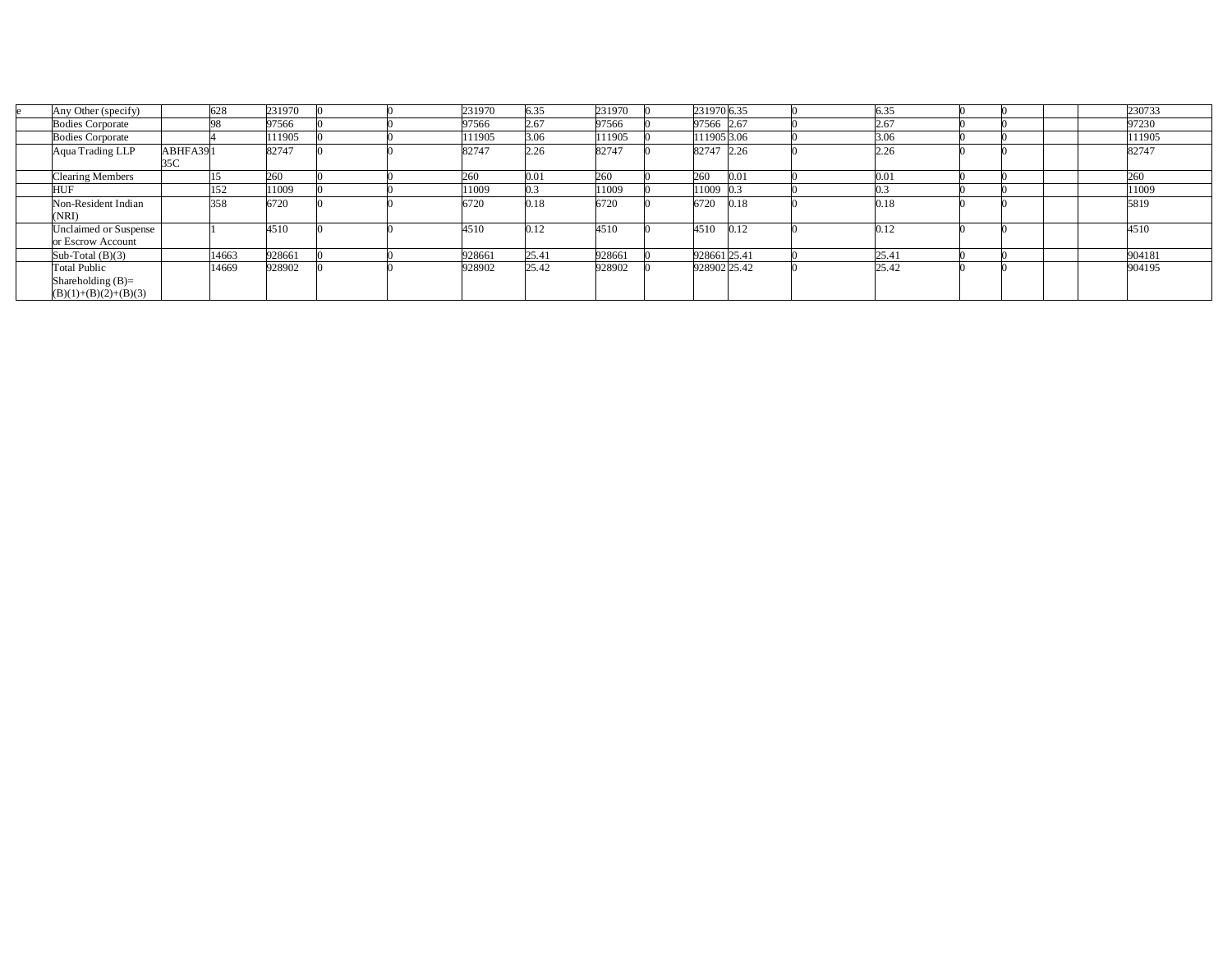| | | | | | | | | | | | | | | | | | | | | |
|---|---|---|---|---|---|---|---|---|---|---|---|---|---|---|---|---|---|---|---|---|
| e | Any Other (specify) | | 628 | 231970 | 0 | 0 | 231970 | 6.35 | 231970 | 0 | 231970 | 6.35 | 0 | 6.35 | 0 | 0 | | | 230733 |
| | Bodies Corporate | | 98 | 97566 | 0 | 0 | 97566 | 2.67 | 97566 | 0 | 97566 | 2.67 | 0 | 2.67 | 0 | 0 | | | 97230 |
| | Bodies Corporate | | 4 | 111905 | 0 | 0 | 111905 | 3.06 | 111905 | 0 | 111905 | 3.06 | 0 | 3.06 | 0 | 0 | | | 111905 |
| | Aqua Trading LLP | ABHFA3935C | 1 | 82747 | 0 | 0 | 82747 | 2.26 | 82747 | 0 | 82747 | 2.26 | 0 | 2.26 | 0 | 0 | | | 82747 |
| | Clearing Members | | 15 | 260 | 0 | 0 | 260 | 0.01 | 260 | 0 | 260 | 0.01 | 0 | 0.01 | 0 | 0 | | | 260 |
| | HUF | | 152 | 11009 | 0 | 0 | 11009 | 0.3 | 11009 | 0 | 11009 | 0.3 | 0 | 0.3 | 0 | 0 | | | 11009 |
| | Non-Resident Indian (NRI) | | 358 | 6720 | 0 | 0 | 6720 | 0.18 | 6720 | 0 | 6720 | 0.18 | 0 | 0.18 | 0 | 0 | | | 5819 |
| | Unclaimed or Suspense or Escrow Account | | 1 | 4510 | 0 | 0 | 4510 | 0.12 | 4510 | 0 | 4510 | 0.12 | 0 | 0.12 | 0 | 0 | | | 4510 |
| | Sub-Total (B)(3) | | 14663 | 928661 | 0 | 0 | 928661 | 25.41 | 928661 | 0 | 928661 | 25.41 | 0 | 25.41 | 0 | 0 | | | 904181 |
| | Total Public Shareholding (B)= (B)(1)+(B)(2)+(B)(3) | | 14669 | 928902 | 0 | 0 | 928902 | 25.42 | 928902 | 0 | 928902 | 25.42 | 0 | 25.42 | 0 | 0 | | | 904195 |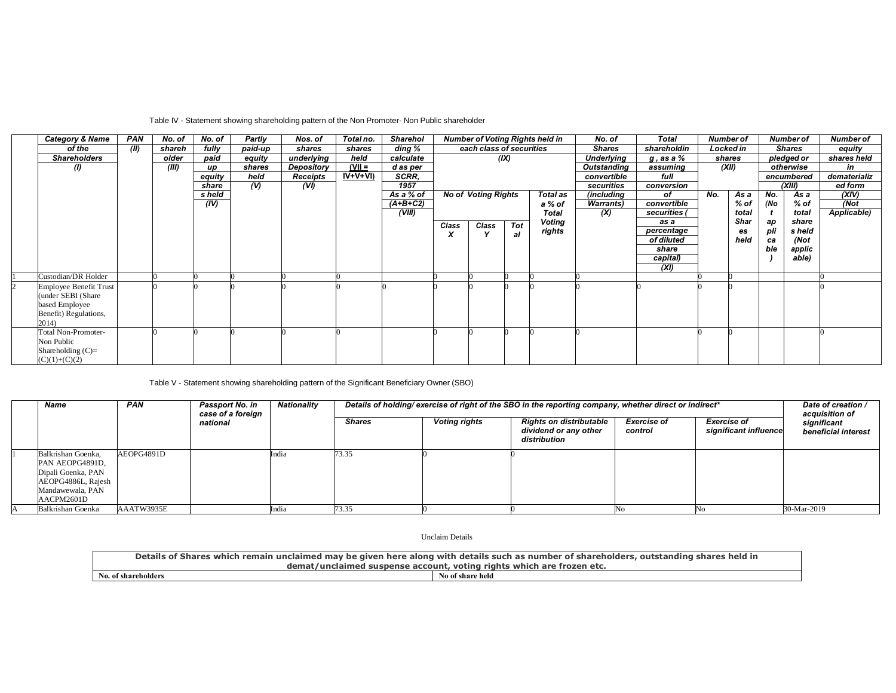Table IV - Statement showing shareholding pattern of the Non Promoter- Non Public shareholder

| | Category & Name of the Shareholders (I) | PAN (II) | No. of shareholder (III) | No. of fully paid up equity share s held (IV) | Partly paid-up equity shares held (V) | Nos. of shares underlying Depository Receipts (VI) | Total no. shares held (VII = IV+V+VI) | Shareholding % calculated as per SCRR, 1957 As a % of (A+B+C2) (VIII) | Number of Voting Rights held in each class of securities (IX) | | | | No. of Shares Underlying Outstanding convertible securities (including Warrants) (X) | Total shareholding , as a % assuming full conversion of convertible securities ( as a percentage of diluted share capital) (XI) | Number of Locked in shares (XII) | | Number of Shares pledged or otherwise encumbered (XIII) | | Number of equity shares held in dematerialized form (XIV) (Not Applicable) |
|---|---|---|---|---|---|---|---|---|---|---|---|---|---|---|---|---|---|---|---|
| | | | | | | | | | No of Voting Rights | | | Total as a % of Total Voting rights | | | No. | As a % of total Shares held | No. (Not applicable) | As a % of total shares held (Not applicable) | |
| | | | | | | | | | Class X | Class Y | Total | | | | | | | | |
| 1 | Custodian/DR Holder | | 0 | 0 | 0 | 0 | 0 | | 0 | 0 | 0 | 0 | 0 | | 0 | 0 | | | 0 |
| 2 | Employee Benefit Trust (under SEBI (Share based Employee Benefit) Regulations, 2014) | | 0 | 0 | 0 | 0 | 0 | 0 | 0 | 0 | 0 | 0 | 0 | 0 | 0 | 0 | | | 0 |
| | Total Non-Promoter-Non Public Shareholding (C)= (C)(1)+(C)(2) | | 0 | 0 | 0 | 0 | 0 | | 0 | 0 | 0 | 0 | 0 | | 0 | 0 | | | 0 |

Table V - Statement showing shareholding pattern of the Significant Beneficiary Owner (SBO)

| | Name | PAN | Passport No. in case of a foreign national | Nationality | Details of holding/ exercise of right of the SBO in the reporting company, whether direct or indirect* | | | | | Date of creation / acquisition of significant beneficial interest |
|---|---|---|---|---|---|---|---|---|---|---|
| | | | | | Shares | Voting rights | Rights on distributable dividend or any other distribution | Exercise of control | Exercise of significant influence | |
| 1 | Balkrishan Goenka, PAN AEOPG4891D, Dipali Goenka, PAN AEOPG4886L, Rajesh Mandawewala, PAN AACPM2601D | AEOPG4891D | | India | 73.35 | 0 | 0 | | | |
| A | Balkrishan Goenka | AAATW3935E | | India | 73.35 | 0 | 0 | No | No | 30-Mar-2019 |

Unclaim Details

| Details of Shares which remain unclaimed may be given here along with details such as number of shareholders, outstanding shares held in demat/unclaimed suspense account, voting rights which are frozen etc. | |
|---|---|
| **No. of shareholders** | **No of share held** |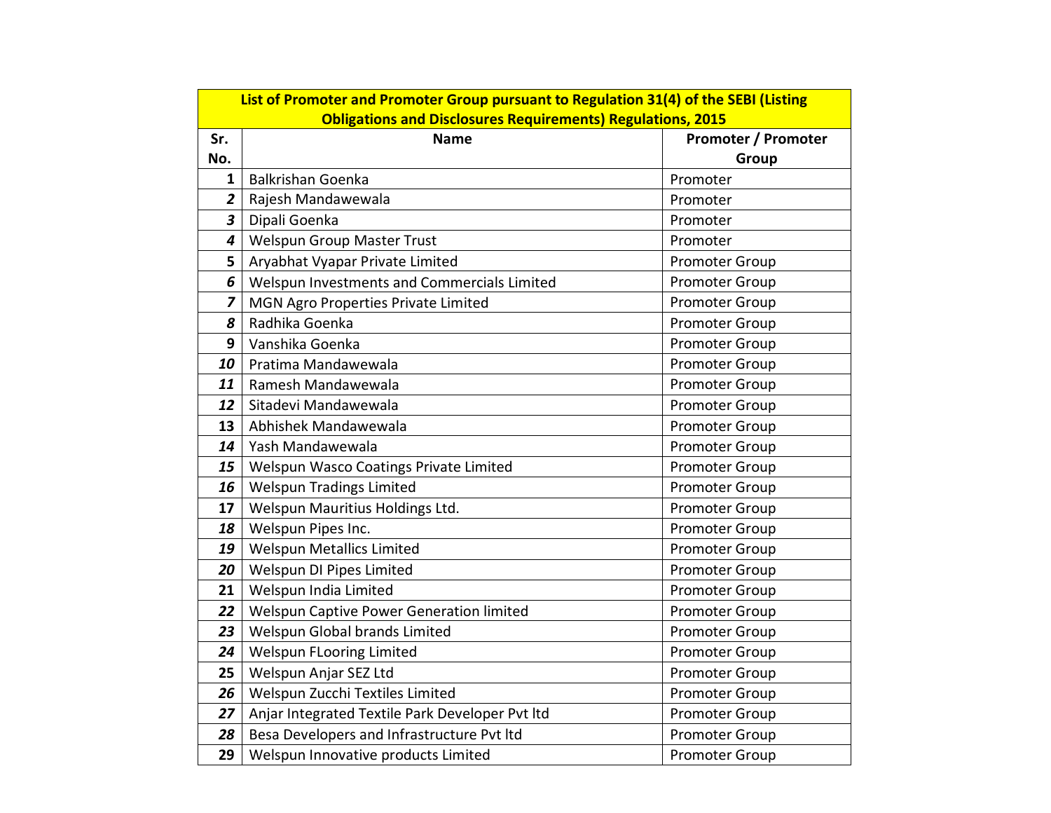| List of Promoter and Promoter Group pursuant to Regulation 31(4) of the SEBI (Listing Obligations and Disclosures Requirements) Regulations, 2015 | | |
|---|---|---|
| **Sr. No.** | **Name** | **Promoter / Promoter Group** |
| 1 | Balkrishan Goenka | Promoter |
| 2 | Rajesh Mandawewala | Promoter |
| 3 | Dipali Goenka | Promoter |
| 4 | Welspun Group Master Trust | Promoter |
| 5 | Aryabhat Vyapar Private Limited | Promoter Group |
| 6 | Welspun Investments and Commercials Limited | Promoter Group |
| 7 | MGN Agro Properties Private Limited | Promoter Group |
| 8 | Radhika Goenka | Promoter Group |
| 9 | Vanshika Goenka | Promoter Group |
| 10 | Pratima Mandawewala | Promoter Group |
| 11 | Ramesh Mandawewala | Promoter Group |
| 12 | Sitadevi Mandawewala | Promoter Group |
| 13 | Abhishek Mandawewala | Promoter Group |
| 14 | Yash Mandawewala | Promoter Group |
| 15 | Welspun Wasco Coatings Private Limited | Promoter Group |
| 16 | Welspun Tradings Limited | Promoter Group |
| 17 | Welspun Mauritius Holdings Ltd. | Promoter Group |
| 18 | Welspun Pipes Inc. | Promoter Group |
| 19 | Welspun Metallics Limited | Promoter Group |
| 20 | Welspun DI Pipes Limited | Promoter Group |
| 21 | Welspun India Limited | Promoter Group |
| 22 | Welspun Captive Power Generation limited | Promoter Group |
| 23 | Welspun Global brands Limited | Promoter Group |
| 24 | Welspun FLooring Limited | Promoter Group |
| 25 | Welspun Anjar SEZ Ltd | Promoter Group |
| 26 | Welspun Zucchi Textiles Limited | Promoter Group |
| 27 | Anjar Integrated Textile Park Developer Pvt ltd | Promoter Group |
| 28 | Besa Developers and Infrastructure Pvt ltd | Promoter Group |
| 29 | Welspun Innovative products Limited | Promoter Group |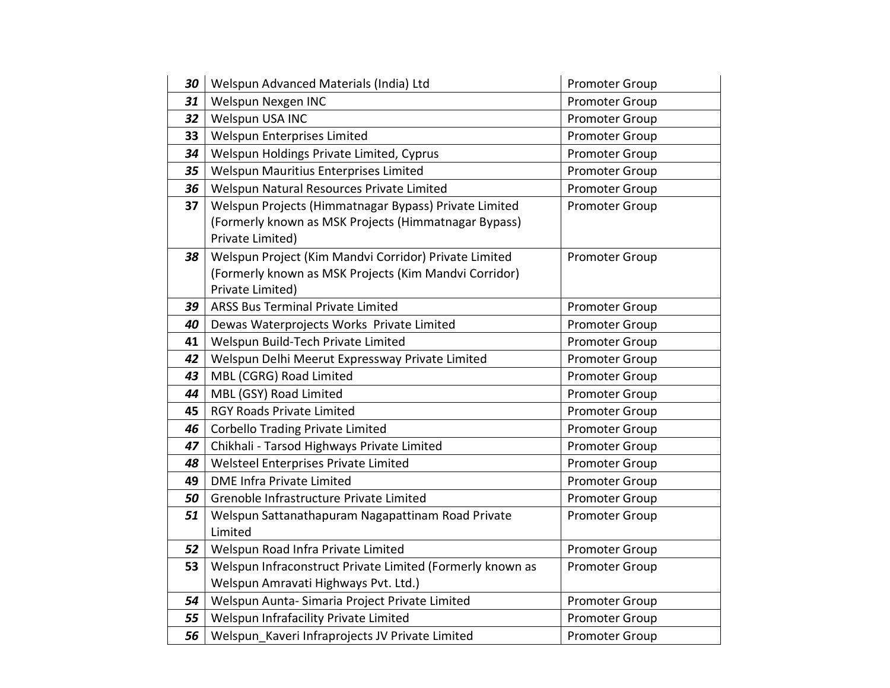| | | |
|---|---|---|
| ***30*** | Welspun Advanced Materials (India) Ltd | Promoter Group |
| ***31*** | Welspun Nexgen INC | Promoter Group |
| ***32*** | Welspun USA INC | Promoter Group |
| **33** | Welspun Enterprises Limited | Promoter Group |
| ***34*** | Welspun Holdings Private Limited, Cyprus | Promoter Group |
| ***35*** | Welspun Mauritius Enterprises Limited | Promoter Group |
| ***36*** | Welspun Natural Resources Private Limited | Promoter Group |
| **37** | Welspun Projects (Himmatnagar Bypass) Private Limited (Formerly known as MSK Projects (Himmatnagar Bypass) Private Limited) | Promoter Group |
| ***38*** | Welspun Project (Kim Mandvi Corridor) Private Limited (Formerly known as MSK Projects (Kim Mandvi Corridor) Private Limited) | Promoter Group |
| ***39*** | ARSS Bus Terminal Private Limited | Promoter Group |
| ***40*** | Dewas Waterprojects Works Private Limited | Promoter Group |
| **41** | Welspun Build-Tech Private Limited | Promoter Group |
| ***42*** | Welspun Delhi Meerut Expressway Private Limited | Promoter Group |
| ***43*** | MBL (CGRG) Road Limited | Promoter Group |
| ***44*** | MBL (GSY) Road Limited | Promoter Group |
| **45** | RGY Roads Private Limited | Promoter Group |
| ***46*** | Corbello Trading Private Limited | Promoter Group |
| ***47*** | Chikhali - Tarsod Highways Private Limited | Promoter Group |
| ***48*** | Welsteel Enterprises Private Limited | Promoter Group |
| **49** | DME Infra Private Limited | Promoter Group |
| ***50*** | Grenoble Infrastructure Private Limited | Promoter Group |
| ***51*** | Welspun Sattanathapuram Nagapattinam Road Private Limited | Promoter Group |
| ***52*** | Welspun Road Infra Private Limited | Promoter Group |
| **53** | Welspun Infraconstruct Private Limited (Formerly known as Welspun Amravati Highways Pvt. Ltd.) | Promoter Group |
| ***54*** | Welspun Aunta- Simaria Project Private Limited | Promoter Group |
| ***55*** | Welspun Infrafacility Private Limited | Promoter Group |
| ***56*** | Welspun_Kaveri Infraprojects JV Private Limited | Promoter Group |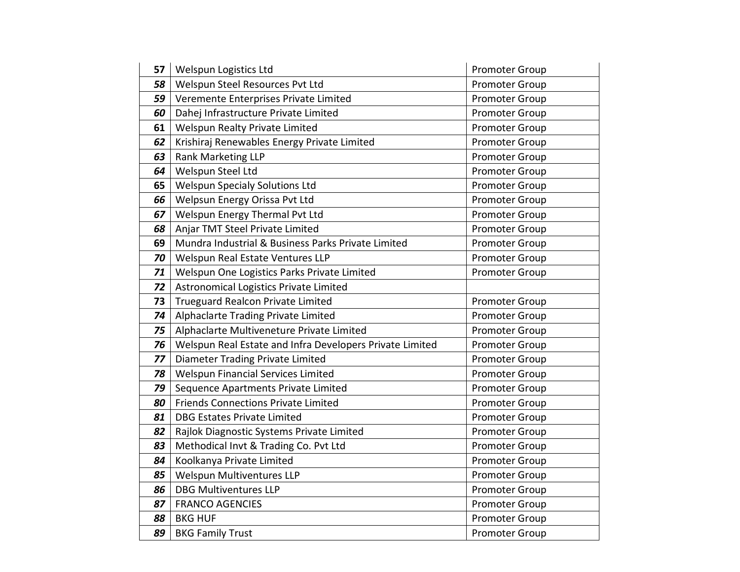| 57 | Welspun Logistics Ltd | Promoter Group |
|---|---|---|
| 58 | Welspun Steel Resources Pvt Ltd | Promoter Group |
| 59 | Veremente Enterprises Private Limited | Promoter Group |
| 60 | Dahej Infrastructure Private Limited | Promoter Group |
| 61 | Welspun Realty Private Limited | Promoter Group |
| 62 | Krishiraj Renewables Energy Private Limited | Promoter Group |
| 63 | Rank Marketing LLP | Promoter Group |
| 64 | Welspun Steel Ltd | Promoter Group |
| 65 | Welspun Specialy Solutions Ltd | Promoter Group |
| 66 | Welpsun Energy Orissa Pvt Ltd | Promoter Group |
| 67 | Welspun Energy Thermal Pvt Ltd | Promoter Group |
| 68 | Anjar TMT Steel Private Limited | Promoter Group |
| 69 | Mundra Industrial & Business Parks Private Limited | Promoter Group |
| 70 | Welspun Real Estate Ventures LLP | Promoter Group |
| 71 | Welspun One Logistics Parks Private Limited | Promoter Group |
| 72 | Astronomical Logistics Private Limited | |
| 73 | Trueguard Realcon Private Limited | Promoter Group |
| 74 | Alphaclarte Trading Private Limited | Promoter Group |
| 75 | Alphaclarte Multiveneture Private Limited | Promoter Group |
| 76 | Welspun Real Estate and Infra Developers Private Limited | Promoter Group |
| 77 | Diameter Trading Private Limited | Promoter Group |
| 78 | Welspun Financial Services Limited | Promoter Group |
| 79 | Sequence Apartments Private Limited | Promoter Group |
| 80 | Friends Connections Private Limited | Promoter Group |
| 81 | DBG Estates Private Limited | Promoter Group |
| 82 | Rajlok Diagnostic Systems Private Limited | Promoter Group |
| 83 | Methodical Invt & Trading Co. Pvt Ltd | Promoter Group |
| 84 | Koolkanya Private Limited | Promoter Group |
| 85 | Welspun Multiventures LLP | Promoter Group |
| 86 | DBG Multiventures LLP | Promoter Group |
| 87 | FRANCO AGENCIES | Promoter Group |
| 88 | BKG HUF | Promoter Group |
| 89 | BKG Family Trust | Promoter Group |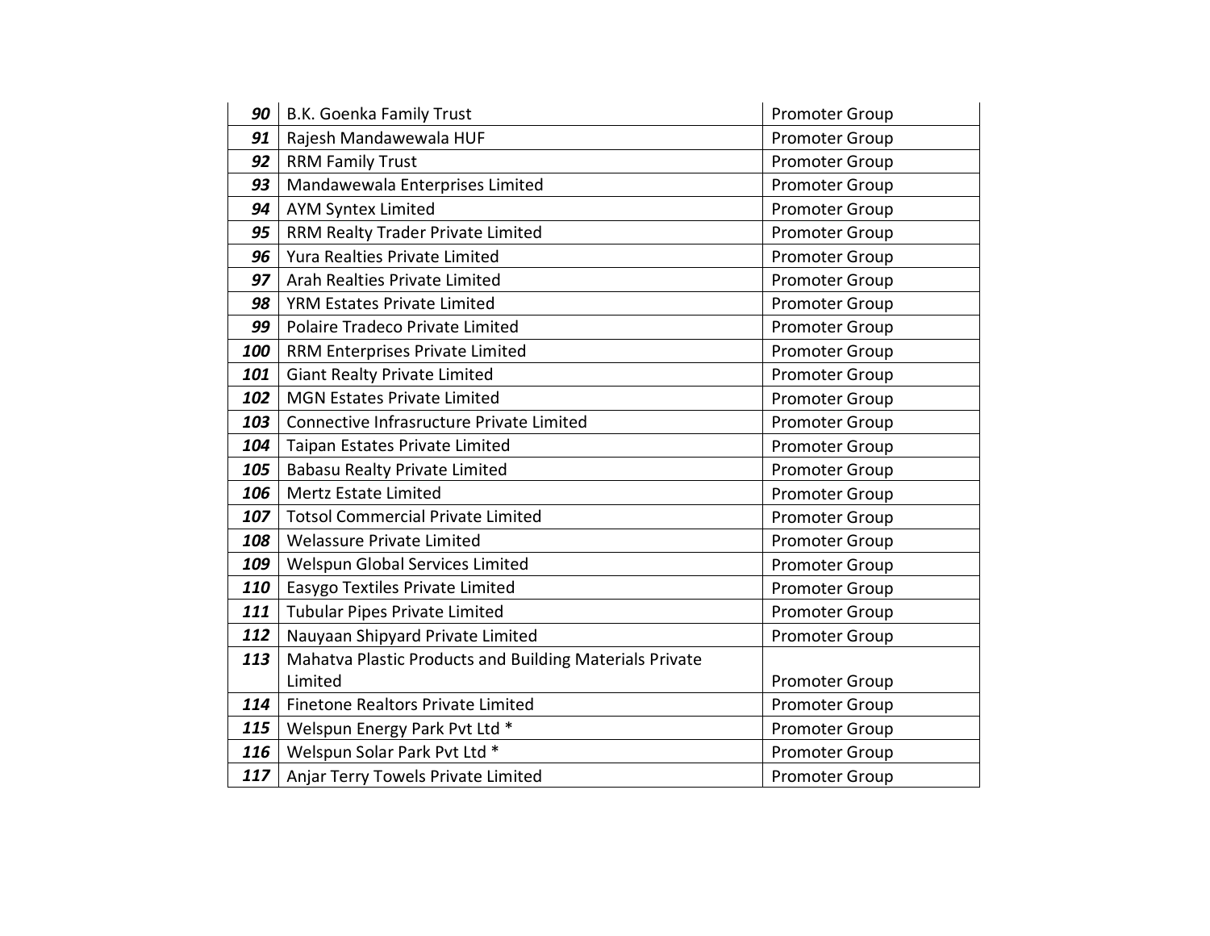| | | |
|---|---|---|
| ***90*** | B.K. Goenka Family Trust | Promoter Group |
| ***91*** | Rajesh Mandawewala HUF | Promoter Group |
| ***92*** | RRM Family Trust | Promoter Group |
| ***93*** | Mandawewala Enterprises Limited | Promoter Group |
| ***94*** | AYM Syntex Limited | Promoter Group |
| ***95*** | RRM Realty Trader Private Limited | Promoter Group |
| ***96*** | Yura Realties Private Limited | Promoter Group |
| ***97*** | Arah Realties Private Limited | Promoter Group |
| ***98*** | YRM Estates Private Limited | Promoter Group |
| ***99*** | Polaire Tradeco Private Limited | Promoter Group |
| ***100*** | RRM Enterprises Private Limited | Promoter Group |
| ***101*** | Giant Realty Private Limited | Promoter Group |
| ***102*** | MGN Estates Private Limited | Promoter Group |
| ***103*** | Connective Infrasructure Private Limited | Promoter Group |
| ***104*** | Taipan Estates Private Limited | Promoter Group |
| ***105*** | Babasu Realty Private Limited | Promoter Group |
| ***106*** | Mertz Estate Limited | Promoter Group |
| ***107*** | Totsol Commercial Private Limited | Promoter Group |
| ***108*** | Welassure Private Limited | Promoter Group |
| ***109*** | Welspun Global Services Limited | Promoter Group |
| ***110*** | Easygo Textiles Private Limited | Promoter Group |
| ***111*** | Tubular Pipes Private Limited | Promoter Group |
| ***112*** | Nauyaan Shipyard Private Limited | Promoter Group |
| ***113*** | Mahatva Plastic Products and Building Materials Private Limited | Promoter Group |
| ***114*** | Finetone Realtors Private Limited | Promoter Group |
| ***115*** | Welspun Energy Park Pvt Ltd * | Promoter Group |
| ***116*** | Welspun Solar Park Pvt Ltd * | Promoter Group |
| ***117*** | Anjar Terry Towels Private Limited | Promoter Group |